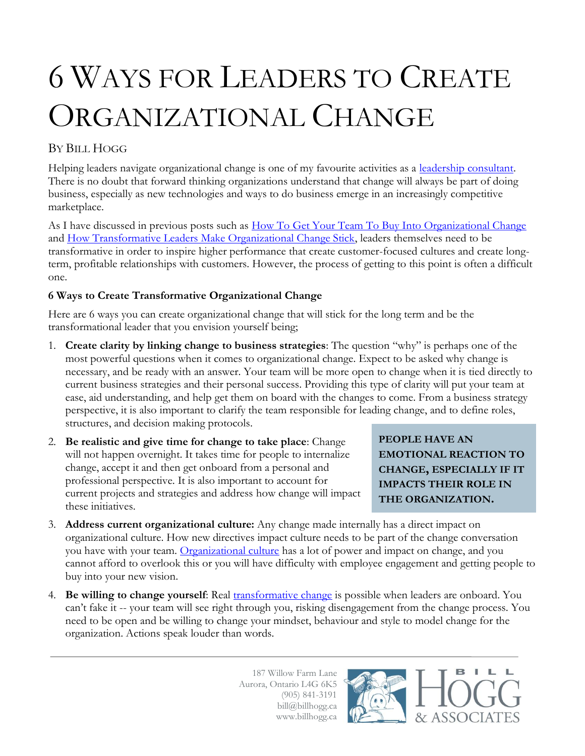// 6 Ways for Leaders to Create Organizational Change

By Bill Hogg

Helping leaders navigate organizational change is one of my favourite activities as a leadership consultant. There is no doubt that forward thinking organizations understand that change will always be part of doing business, especially as new technologies and ways to do business emerge in an increasingly competitive marketplace.

As I have discussed in previous posts such as How To Get Your Team To Buy Into Organizational Change and How Transformative Leaders Make Organizational Change Stick, leaders themselves need to be transformative in order to inspire higher performance that create customer-focused cultures and create long-term, profitable relationships with customers. However, the process of getting to this point is often a difficult one.

**6 Ways to Create Transformative Organizational Change**

Here are 6 ways you can create organizational change that will stick for the long term and be the transformational leader that you envision yourself being;

1. **Create clarity by linking change to business strategies**: The question "why" is perhaps one of the most powerful questions when it comes to organizational change. Expect to be asked why change is necessary, and be ready with an answer. Your team will be more open to change when it is tied directly to current business strategies and their personal success. Providing this type of clarity will put your team at ease, aid understanding, and help get them on board with the changes to come. From a business strategy perspective, it is also important to clarify the team responsible for leading change, and to define roles, structures, and decision making protocols.
2. **Be realistic and give time for change to take place**: Change will not happen overnight. It takes time for people to internalize change, accept it and then get onboard from a personal and professional perspective. It is also important to account for current projects and strategies and address how change will impact these initiatives.

> **PEOPLE HAVE AN EMOTIONAL REACTION TO CHANGE, ESPECIALLY IF IT IMPACTS THEIR ROLE IN THE ORGANIZATION.**

3. **Address current organizational culture:** Any change made internally has a direct impact on organizational culture. How new directives impact culture needs to be part of the change conversation you have with your team. Organizational culture has a lot of power and impact on change, and you cannot afford to overlook this or you will have difficulty with employee engagement and getting people to buy into your new vision.
4. **Be willing to change yourself**: Real transformative change is possible when leaders are onboard. You can't fake it -- your team will see right through you, risking disengagement from the change process. You need to be open and be willing to change your mindset, behaviour and style to model change for the organization. Actions speak louder than words.

187 Willow Farm Lane
Aurora, Ontario L4G 6K5
(905) 841-3191
bill@billhogg.ca
www.billhogg.ca

BILL HOGG & ASSOCIATES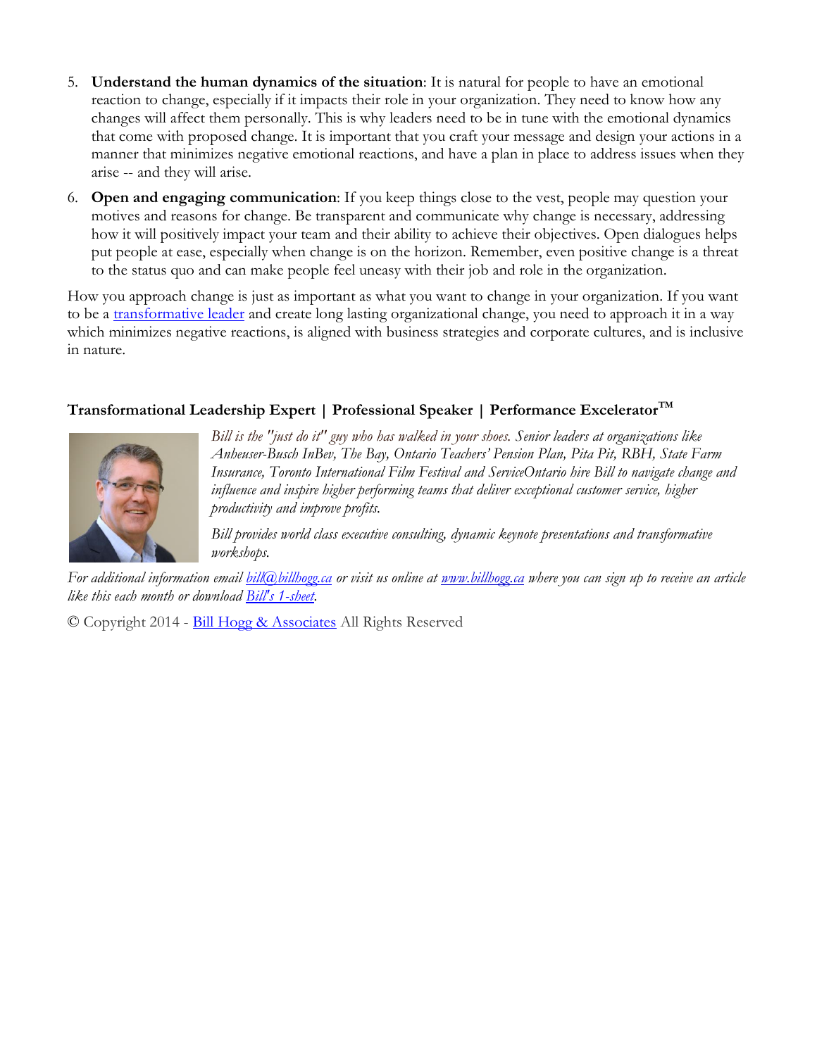5. **Understand the human dynamics of the situation**: It is natural for people to have an emotional reaction to change, especially if it impacts their role in your organization. They need to know how any changes will affect them personally. This is why leaders need to be in tune with the emotional dynamics that come with proposed change. It is important that you craft your message and design your actions in a manner that minimizes negative emotional reactions, and have a plan in place to address issues when they arise -- and they will arise.

6. **Open and engaging communication**: If you keep things close to the vest, people may question your motives and reasons for change. Be transparent and communicate why change is necessary, addressing how it will positively impact your team and their ability to achieve their objectives. Open dialogues helps put people at ease, especially when change is on the horizon. Remember, even positive change is a threat to the status quo and can make people feel uneasy with their job and role in the organization.

How you approach change is just as important as what you want to change in your organization. If you want to be a [transformative leader]() and create long lasting organizational change, you need to approach it in a way which minimizes negative reactions, is aligned with business strategies and corporate cultures, and is inclusive in nature.

**Transformational Leadership Expert | Professional Speaker | Performance Excelerator™**

*Bill is the "just do it" guy who has walked in your shoes. Senior leaders at organizations like Anheuser-Busch InBev, The Bay, Ontario Teachers' Pension Plan, Pita Pit, RBH, State Farm Insurance, Toronto International Film Festival and ServiceOntario hire Bill to navigate change and influence and inspire higher performing teams that deliver exceptional customer service, higher productivity and improve profits.*

*Bill provides world class executive consulting, dynamic keynote presentations and transformative workshops.*

*For additional information email [bill@billhogg.ca]() or visit us online at [www.billhogg.ca]() where you can sign up to receive an article like this each month or download [Bill's 1-sheet]().*

© Copyright 2014 - [Bill Hogg & Associates]() All Rights Reserved